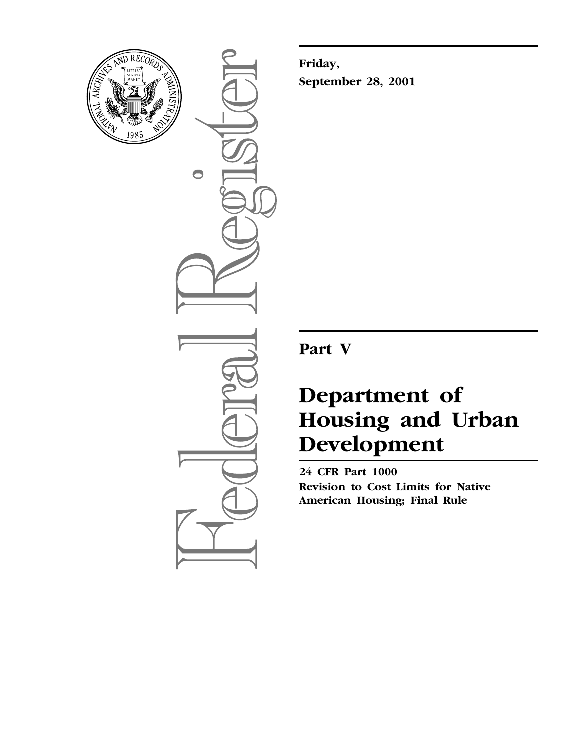**Friday,**
**September 28, 2001**

---

# Part V

# Department of Housing and Urban Development

**24 CFR Part 1000**
**Revision to Cost Limits for Native American Housing; Final Rule**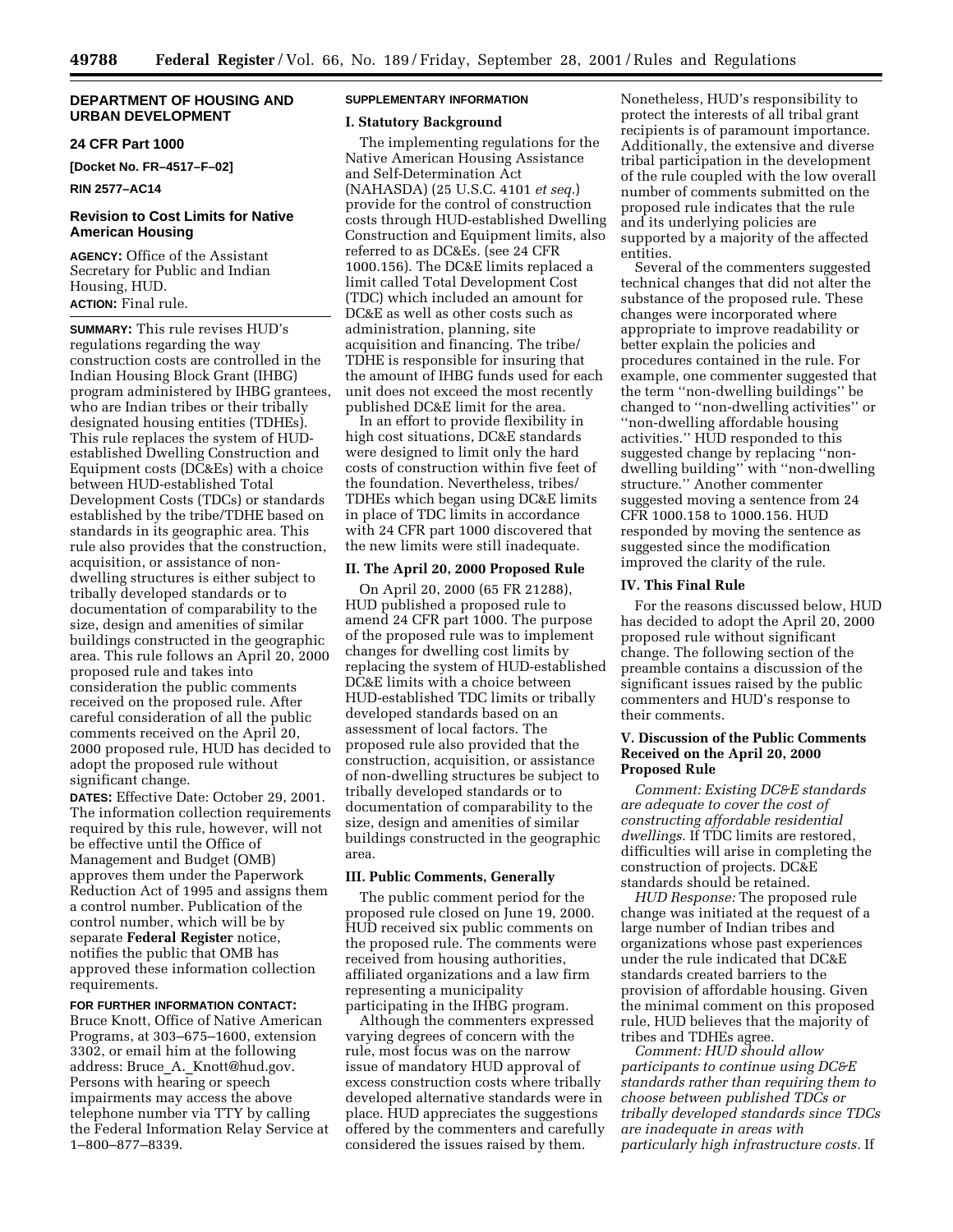## DEPARTMENT OF HOUSING AND URBAN DEVELOPMENT

### 24 CFR Part 1000

**[Docket No. FR–4517–F–02]**

**RIN 2577–AC14**

### Revision to Cost Limits for Native American Housing

**AGENCY:** Office of the Assistant Secretary for Public and Indian Housing, HUD.

**ACTION:** Final rule.

**SUMMARY:** This rule revises HUD's regulations regarding the way construction costs are controlled in the Indian Housing Block Grant (IHBG) program administered by IHBG grantees, who are Indian tribes or their tribally designated housing entities (TDHEs). This rule replaces the system of HUD-established Dwelling Construction and Equipment costs (DC&Es) with a choice between HUD-established Total Development Costs (TDCs) or standards established by the tribe/TDHE based on standards in its geographic area. This rule also provides that the construction, acquisition, or assistance of non-dwelling structures is either subject to tribally developed standards or to documentation of comparability to the size, design and amenities of similar buildings constructed in the geographic area. This rule follows an April 20, 2000 proposed rule and takes into consideration the public comments received on the proposed rule. After careful consideration of all the public comments received on the April 20, 2000 proposed rule, HUD has decided to adopt the proposed rule without significant change.

**DATES:** Effective Date: October 29, 2001. The information collection requirements required by this rule, however, will not be effective until the Office of Management and Budget (OMB) approves them under the Paperwork Reduction Act of 1995 and assigns them a control number. Publication of the control number, which will be by separate **Federal Register** notice, notifies the public that OMB has approved these information collection requirements.

**FOR FURTHER INFORMATION CONTACT:** Bruce Knott, Office of Native American Programs, at 303–675–1600, extension 3302, or email him at the following address: Bruce_A._Knott@hud.gov. Persons with hearing or speech impairments may access the above telephone number via TTY by calling the Federal Information Relay Service at 1–800–877–8339.

**SUPPLEMENTARY INFORMATION**

#### I. Statutory Background

The implementing regulations for the Native American Housing Assistance and Self-Determination Act (NAHASDA) (25 U.S.C. 4101 *et seq.*) provide for the control of construction costs through HUD-established Dwelling Construction and Equipment limits, also referred to as DC&Es. (see 24 CFR 1000.156). The DC&E limits replaced a limit called Total Development Cost (TDC) which included an amount for DC&E as well as other costs such as administration, planning, site acquisition and financing. The tribe/TDHE is responsible for insuring that the amount of IHBG funds used for each unit does not exceed the most recently published DC&E limit for the area.

In an effort to provide flexibility in high cost situations, DC&E standards were designed to limit only the hard costs of construction within five feet of the foundation. Nevertheless, tribes/TDHEs which began using DC&E limits in place of TDC limits in accordance with 24 CFR part 1000 discovered that the new limits were still inadequate.

#### II. The April 20, 2000 Proposed Rule

On April 20, 2000 (65 FR 21288), HUD published a proposed rule to amend 24 CFR part 1000. The purpose of the proposed rule was to implement changes for dwelling cost limits by replacing the system of HUD-established DC&E limits with a choice between HUD-established TDC limits or tribally developed standards based on an assessment of local factors. The proposed rule also provided that the construction, acquisition, or assistance of non-dwelling structures be subject to tribally developed standards or to documentation of comparability to the size, design and amenities of similar buildings constructed in the geographic area.

#### III. Public Comments, Generally

The public comment period for the proposed rule closed on June 19, 2000. HUD received six public comments on the proposed rule. The comments were received from housing authorities, affiliated organizations and a law firm representing a municipality participating in the IHBG program.

Although the commenters expressed varying degrees of concern with the rule, most focus was on the narrow issue of mandatory HUD approval of excess construction costs where tribally developed alternative standards were in place. HUD appreciates the suggestions offered by the commenters and carefully considered the issues raised by them. Nonetheless, HUD's responsibility to protect the interests of all tribal grant recipients is of paramount importance. Additionally, the extensive and diverse tribal participation in the development of the rule coupled with the low overall number of comments submitted on the proposed rule indicates that the rule and its underlying policies are supported by a majority of the affected entities.

Several of the commenters suggested technical changes that did not alter the substance of the proposed rule. These changes were incorporated where appropriate to improve readability or better explain the policies and procedures contained in the rule. For example, one commenter suggested that the term ''non-dwelling buildings'' be changed to ''non-dwelling activities'' or ''non-dwelling affordable housing activities.'' HUD responded to this suggested change by replacing ''non-dwelling building'' with ''non-dwelling structure.'' Another commenter suggested moving a sentence from 24 CFR 1000.158 to 1000.156. HUD responded by moving the sentence as suggested since the modification improved the clarity of the rule.

#### IV. This Final Rule

For the reasons discussed below, HUD has decided to adopt the April 20, 2000 proposed rule without significant change. The following section of the preamble contains a discussion of the significant issues raised by the public commenters and HUD's response to their comments.

#### V. Discussion of the Public Comments Received on the April 20, 2000 Proposed Rule

*Comment: Existing DC&E standards are adequate to cover the cost of constructing affordable residential dwellings.* If TDC limits are restored, difficulties will arise in completing the construction of projects. DC&E standards should be retained.

*HUD Response:* The proposed rule change was initiated at the request of a large number of Indian tribes and organizations whose past experiences under the rule indicated that DC&E standards created barriers to the provision of affordable housing. Given the minimal comment on this proposed rule, HUD believes that the majority of tribes and TDHEs agree.

*Comment: HUD should allow participants to continue using DC&E standards rather than requiring them to choose between published TDCs or tribally developed standards since TDCs are inadequate in areas with particularly high infrastructure costs.* If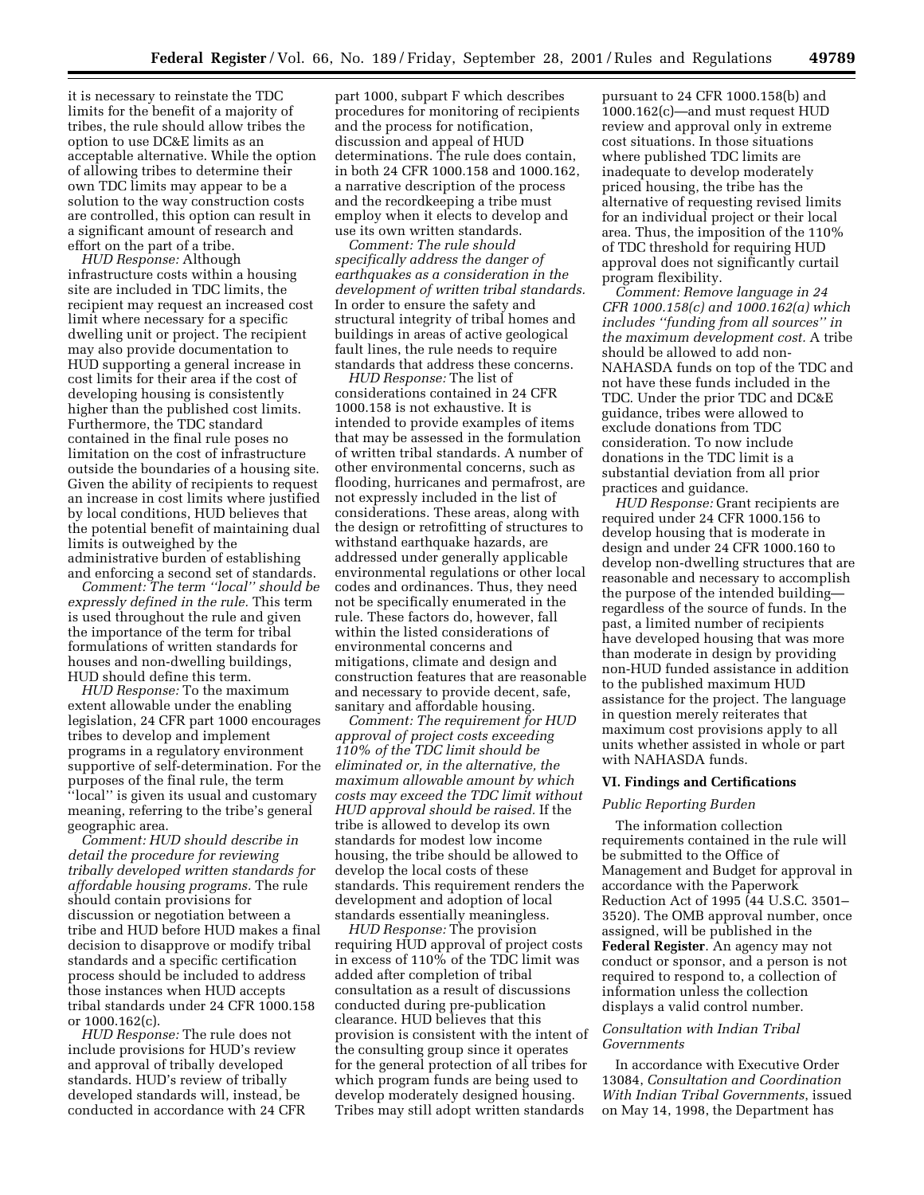it is necessary to reinstate the TDC limits for the benefit of a majority of tribes, the rule should allow tribes the option to use DC&E limits as an acceptable alternative. While the option of allowing tribes to determine their own TDC limits may appear to be a solution to the way construction costs are controlled, this option can result in a significant amount of research and effort on the part of a tribe.

*HUD Response:* Although infrastructure costs within a housing site are included in TDC limits, the recipient may request an increased cost limit where necessary for a specific dwelling unit or project. The recipient may also provide documentation to HUD supporting a general increase in cost limits for their area if the cost of developing housing is consistently higher than the published cost limits. Furthermore, the TDC standard contained in the final rule poses no limitation on the cost of infrastructure outside the boundaries of a housing site. Given the ability of recipients to request an increase in cost limits where justified by local conditions, HUD believes that the potential benefit of maintaining dual limits is outweighed by the administrative burden of establishing and enforcing a second set of standards.

*Comment: The term "local" should be expressly defined in the rule.* This term is used throughout the rule and given the importance of the term for tribal formulations of written standards for houses and non-dwelling buildings, HUD should define this term.

*HUD Response:* To the maximum extent allowable under the enabling legislation, 24 CFR part 1000 encourages tribes to develop and implement programs in a regulatory environment supportive of self-determination. For the purposes of the final rule, the term "local" is given its usual and customary meaning, referring to the tribe's general geographic area.

*Comment: HUD should describe in detail the procedure for reviewing tribally developed written standards for affordable housing programs.* The rule should contain provisions for discussion or negotiation between a tribe and HUD before HUD makes a final decision to disapprove or modify tribal standards and a specific certification process should be included to address those instances when HUD accepts tribal standards under 24 CFR 1000.158 or 1000.162(c).

*HUD Response:* The rule does not include provisions for HUD's review and approval of tribally developed standards. HUD's review of tribally developed standards will, instead, be conducted in accordance with 24 CFR part 1000, subpart F which describes procedures for monitoring of recipients and the process for notification, discussion and appeal of HUD determinations. The rule does contain, in both 24 CFR 1000.158 and 1000.162, a narrative description of the process and the recordkeeping a tribe must employ when it elects to develop and use its own written standards.

*Comment: The rule should specifically address the danger of earthquakes as a consideration in the development of written tribal standards.* In order to ensure the safety and structural integrity of tribal homes and buildings in areas of active geological fault lines, the rule needs to require standards that address these concerns.

*HUD Response:* The list of considerations contained in 24 CFR 1000.158 is not exhaustive. It is intended to provide examples of items that may be assessed in the formulation of written tribal standards. A number of other environmental concerns, such as flooding, hurricanes and permafrost, are not expressly included in the list of considerations. These areas, along with the design or retrofitting of structures to withstand earthquake hazards, are addressed under generally applicable environmental regulations or other local codes and ordinances. Thus, they need not be specifically enumerated in the rule. These factors do, however, fall within the listed considerations of environmental concerns and mitigations, climate and design and construction features that are reasonable and necessary to provide decent, safe, sanitary and affordable housing.

*Comment: The requirement for HUD approval of project costs exceeding 110% of the TDC limit should be eliminated or, in the alternative, the maximum allowable amount by which costs may exceed the TDC limit without HUD approval should be raised.* If the tribe is allowed to develop its own standards for modest low income housing, the tribe should be allowed to develop the local costs of these standards. This requirement renders the development and adoption of local standards essentially meaningless.

*HUD Response:* The provision requiring HUD approval of project costs in excess of 110% of the TDC limit was added after completion of tribal consultation as a result of discussions conducted during pre-publication clearance. HUD believes that this provision is consistent with the intent of the consulting group since it operates for the general protection of all tribes for which program funds are being used to develop moderately designed housing. Tribes may still adopt written standards pursuant to 24 CFR 1000.158(b) and 1000.162(c)—and must request HUD review and approval only in extreme cost situations. In those situations where published TDC limits are inadequate to develop moderately priced housing, the tribe has the alternative of requesting revised limits for an individual project or their local area. Thus, the imposition of the 110% of TDC threshold for requiring HUD approval does not significantly curtail program flexibility.

*Comment: Remove language in 24 CFR 1000.158(c) and 1000.162(a) which includes "funding from all sources" in the maximum development cost.* A tribe should be allowed to add non-NAHASDA funds on top of the TDC and not have these funds included in the TDC. Under the prior TDC and DC&E guidance, tribes were allowed to exclude donations from TDC consideration. To now include donations in the TDC limit is a substantial deviation from all prior practices and guidance.

*HUD Response:* Grant recipients are required under 24 CFR 1000.156 to develop housing that is moderate in design and under 24 CFR 1000.160 to develop non-dwelling structures that are reasonable and necessary to accomplish the purpose of the intended building—regardless of the source of funds. In the past, a limited number of recipients have developed housing that was more than moderate in design by providing non-HUD funded assistance in addition to the published maximum HUD assistance for the project. The language in question merely reiterates that maximum cost provisions apply to all units whether assisted in whole or part with NAHASDA funds.

## VI. Findings and Certifications

### *Public Reporting Burden*

The information collection requirements contained in the rule will be submitted to the Office of Management and Budget for approval in accordance with the Paperwork Reduction Act of 1995 (44 U.S.C. 3501–3520). The OMB approval number, once assigned, will be published in the **Federal Register**. An agency may not conduct or sponsor, and a person is not required to respond to, a collection of information unless the collection displays a valid control number.

### *Consultation with Indian Tribal Governments*

In accordance with Executive Order 13084, *Consultation and Coordination With Indian Tribal Governments*, issued on May 14, 1998, the Department has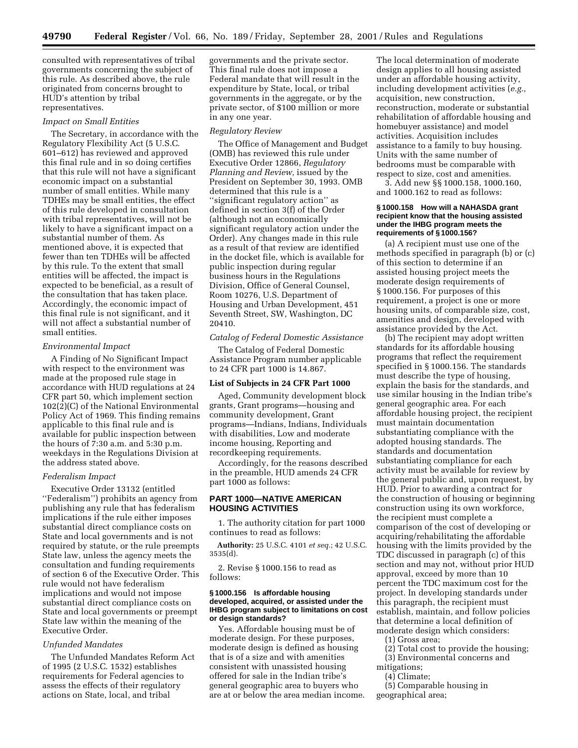consulted with representatives of tribal governments concerning the subject of this rule. As described above, the rule originated from concerns brought to HUD's attention by tribal representatives.

*Impact on Small Entities*

The Secretary, in accordance with the Regulatory Flexibility Act (5 U.S.C. 601–612) has reviewed and approved this final rule and in so doing certifies that this rule will not have a significant economic impact on a substantial number of small entities. While many TDHEs may be small entities, the effect of this rule developed in consultation with tribal representatives, will not be likely to have a significant impact on a substantial number of them. As mentioned above, it is expected that fewer than ten TDHEs will be affected by this rule. To the extent that small entities will be affected, the impact is expected to be beneficial, as a result of the consultation that has taken place. Accordingly, the economic impact of this final rule is not significant, and it will not affect a substantial number of small entities.

*Environmental Impact*

A Finding of No Significant Impact with respect to the environment was made at the proposed rule stage in accordance with HUD regulations at 24 CFR part 50, which implement section 102(2)(C) of the National Environmental Policy Act of 1969. This finding remains applicable to this final rule and is available for public inspection between the hours of 7:30 a.m. and 5:30 p.m. weekdays in the Regulations Division at the address stated above.

*Federalism Impact*

Executive Order 13132 (entitled ''Federalism'') prohibits an agency from publishing any rule that has federalism implications if the rule either imposes substantial direct compliance costs on State and local governments and is not required by statute, or the rule preempts State law, unless the agency meets the consultation and funding requirements of section 6 of the Executive Order. This rule would not have federalism implications and would not impose substantial direct compliance costs on State and local governments or preempt State law within the meaning of the Executive Order.

*Unfunded Mandates*

The Unfunded Mandates Reform Act of 1995 (2 U.S.C. 1532) establishes requirements for Federal agencies to assess the effects of their regulatory actions on State, local, and tribal governments and the private sector. This final rule does not impose a Federal mandate that will result in the expenditure by State, local, or tribal governments in the aggregate, or by the private sector, of $100 million or more in any one year.

*Regulatory Review*

The Office of Management and Budget (OMB) has reviewed this rule under Executive Order 12866, *Regulatory Planning and Review,* issued by the President on September 30, 1993. OMB determined that this rule is a ''significant regulatory action'' as defined in section 3(f) of the Order (although not an economically significant regulatory action under the Order). Any changes made in this rule as a result of that review are identified in the docket file, which is available for public inspection during regular business hours in the Regulations Division, Office of General Counsel, Room 10276, U.S. Department of Housing and Urban Development, 451 Seventh Street, SW, Washington, DC 20410.

*Catalog of Federal Domestic Assistance*

The Catalog of Federal Domestic Assistance Program number applicable to 24 CFR part 1000 is 14.867.

**List of Subjects in 24 CFR Part 1000**

Aged, Community development block grants, Grant programs—housing and community development, Grant programs—Indians, Indians, Individuals with disabilities, Low and moderate income housing, Reporting and recordkeeping requirements.

Accordingly, for the reasons described in the preamble, HUD amends 24 CFR part 1000 as follows:

## PART 1000—NATIVE AMERICAN HOUSING ACTIVITIES

1. The authority citation for part 1000 continues to read as follows:

**Authority:** 25 U.S.C. 4101 *et seq.*; 42 U.S.C. 3535(d).

2. Revise § 1000.156 to read as follows:

**§ 1000.156 Is affordable housing developed, acquired, or assisted under the IHBG program subject to limitations on cost or design standards?**

Yes. Affordable housing must be of moderate design. For these purposes, moderate design is defined as housing that is of a size and with amenities consistent with unassisted housing offered for sale in the Indian tribe's general geographic area to buyers who are at or below the area median income. The local determination of moderate design applies to all housing assisted under an affordable housing activity, including development activities (*e.g.,* acquisition, new construction, reconstruction, moderate or substantial rehabilitation of affordable housing and homebuyer assistance) and model activities. Acquisition includes assistance to a family to buy housing. Units with the same number of bedrooms must be comparable with respect to size, cost and amenities.

3. Add new §§ 1000.158, 1000.160, and 1000.162 to read as follows:

**§ 1000.158 How will a NAHASDA grant recipient know that the housing assisted under the IHBG program meets the requirements of § 1000.156?**

(a) A recipient must use one of the methods specified in paragraph (b) or (c) of this section to determine if an assisted housing project meets the moderate design requirements of § 1000.156. For purposes of this requirement, a project is one or more housing units, of comparable size, cost, amenities and design, developed with assistance provided by the Act.

(b) The recipient may adopt written standards for its affordable housing programs that reflect the requirement specified in § 1000.156. The standards must describe the type of housing, explain the basis for the standards, and use similar housing in the Indian tribe's general geographic area. For each affordable housing project, the recipient must maintain documentation substantiating compliance with the adopted housing standards. The standards and documentation substantiating compliance for each activity must be available for review by the general public and, upon request, by HUD. Prior to awarding a contract for the construction of housing or beginning construction using its own workforce, the recipient must complete a comparison of the cost of developing or acquiring/rehabilitating the affordable housing with the limits provided by the TDC discussed in paragraph (c) of this section and may not, without prior HUD approval, exceed by more than 10 percent the TDC maximum cost for the project. In developing standards under this paragraph, the recipient must establish, maintain, and follow policies that determine a local definition of moderate design which considers:

(1) Gross area;

(2) Total cost to provide the housing;

(3) Environmental concerns and mitigations;

(4) Climate;

(5) Comparable housing in geographical area;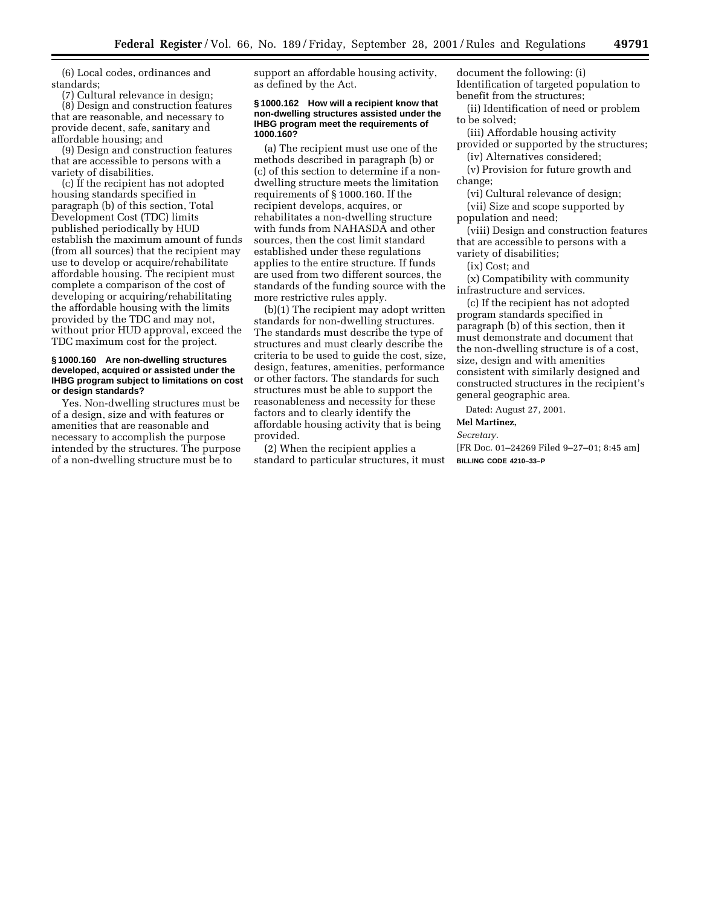(6) Local codes, ordinances and standards;

(7) Cultural relevance in design;

(8) Design and construction features that are reasonable, and necessary to provide decent, safe, sanitary and affordable housing; and

(9) Design and construction features that are accessible to persons with a variety of disabilities.

(c) If the recipient has not adopted housing standards specified in paragraph (b) of this section, Total Development Cost (TDC) limits published periodically by HUD establish the maximum amount of funds (from all sources) that the recipient may use to develop or acquire/rehabilitate affordable housing. The recipient must complete a comparison of the cost of developing or acquiring/rehabilitating the affordable housing with the limits provided by the TDC and may not, without prior HUD approval, exceed the TDC maximum cost for the project.

#### § 1000.160 Are non-dwelling structures developed, acquired or assisted under the IHBG program subject to limitations on cost or design standards?

Yes. Non-dwelling structures must be of a design, size and with features or amenities that are reasonable and necessary to accomplish the purpose intended by the structures. The purpose of a non-dwelling structure must be to support an affordable housing activity, as defined by the Act.

#### § 1000.162 How will a recipient know that non-dwelling structures assisted under the IHBG program meet the requirements of 1000.160?

(a) The recipient must use one of the methods described in paragraph (b) or (c) of this section to determine if a non-dwelling structure meets the limitation requirements of § 1000.160. If the recipient develops, acquires, or rehabilitates a non-dwelling structure with funds from NAHASDA and other sources, then the cost limit standard established under these regulations applies to the entire structure. If funds are used from two different sources, the standards of the funding source with the more restrictive rules apply.

(b)(1) The recipient may adopt written standards for non-dwelling structures. The standards must describe the type of structures and must clearly describe the criteria to be used to guide the cost, size, design, features, amenities, performance or other factors. The standards for such structures must be able to support the reasonableness and necessity for these factors and to clearly identify the affordable housing activity that is being provided.

(2) When the recipient applies a standard to particular structures, it must document the following: (i) Identification of targeted population to benefit from the structures;

(ii) Identification of need or problem to be solved;

(iii) Affordable housing activity provided or supported by the structures;

(iv) Alternatives considered;

(v) Provision for future growth and change;

(vi) Cultural relevance of design;

(vii) Size and scope supported by population and need;

(viii) Design and construction features that are accessible to persons with a variety of disabilities;

(ix) Cost; and

(x) Compatibility with community infrastructure and services.

(c) If the recipient has not adopted program standards specified in paragraph (b) of this section, then it must demonstrate and document that the non-dwelling structure is of a cost, size, design and with amenities consistent with similarly designed and constructed structures in the recipient's general geographic area.

Dated: August 27, 2001.

**Mel Martinez,**

*Secretary.*

[FR Doc. 01–24269 Filed 9–27–01; 8:45 am]

BILLING CODE 4210–33–P